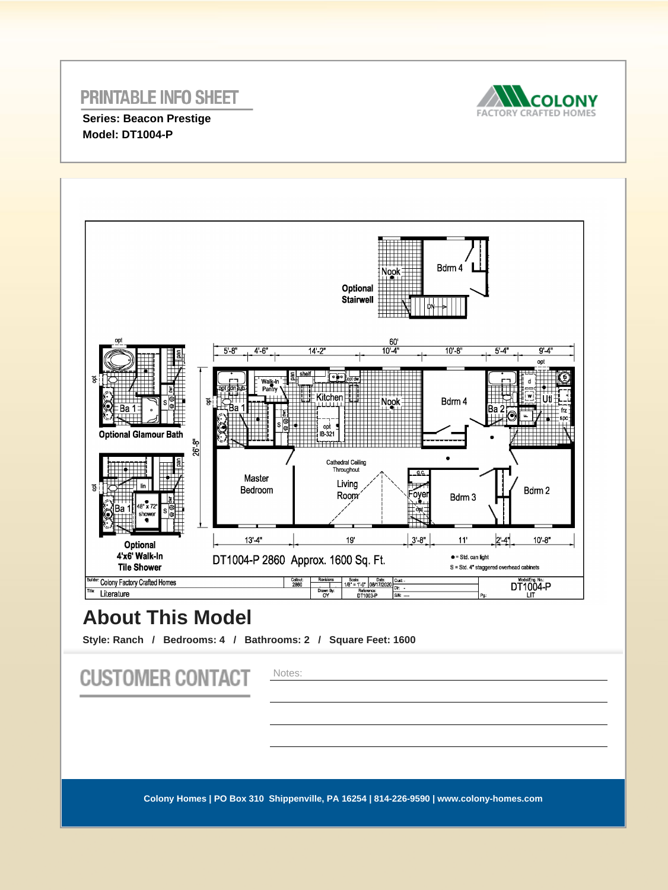# PRINTABLE INFO SHEET

**Series: Beacon Prestige**
**Model: DT1004-P**

COLONY FACTORY CRAFTED HOMES

DT1004-P 2860 Approx. 1600 Sq. Ft.

## About This Model

**Style: Ranch / Bedrooms: 4 / Bathrooms: 2 / Square Feet: 1600**

# CUSTOMER CONTACT

Notes:

Colony Homes | PO Box 310 Shippenville, PA 16254 | 814-226-9590 | www.colony-homes.com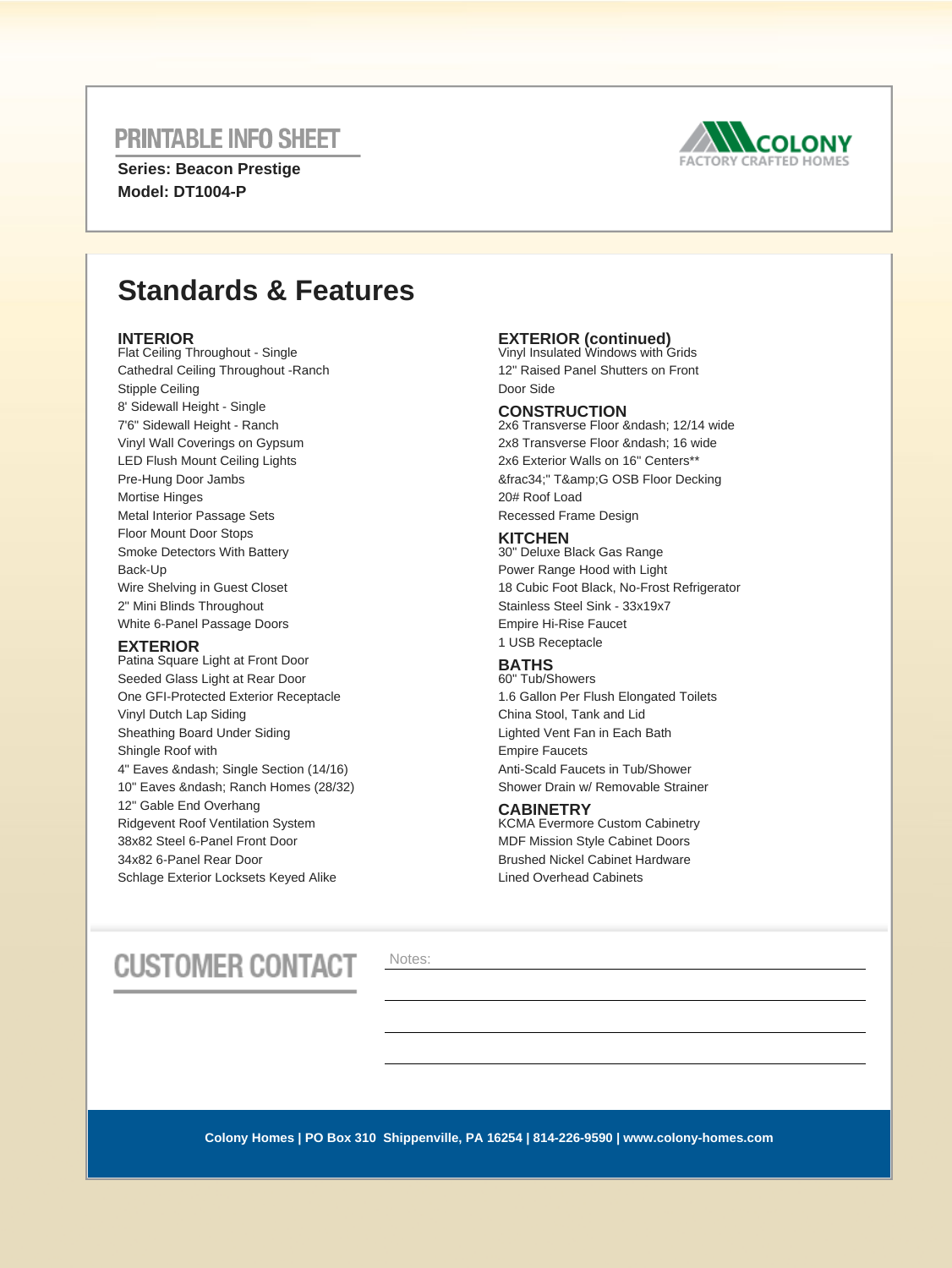# PRINTABLE INFO SHEET

**Series: Beacon Prestige**
**Model: DT1004-P**

COLONY
FACTORY CRAFTED HOMES

## Standards & Features

### INTERIOR
Flat Ceiling Throughout - Single
Cathedral Ceiling Throughout -Ranch
Stipple Ceiling
8' Sidewall Height - Single
7'6" Sidewall Height - Ranch
Vinyl Wall Coverings on Gypsum
LED Flush Mount Ceiling Lights
Pre-Hung Door Jambs
Mortise Hinges
Metal Interior Passage Sets
Floor Mount Door Stops
Smoke Detectors With Battery Back-Up
Wire Shelving in Guest Closet
2" Mini Blinds Throughout
White 6-Panel Passage Doors

### EXTERIOR
Patina Square Light at Front Door
Seeded Glass Light at Rear Door
One GFI-Protected Exterior Receptacle
Vinyl Dutch Lap Siding
Sheathing Board Under Siding
Shingle Roof with
4" Eaves &ndash; Single Section (14/16)
10" Eaves &ndash; Ranch Homes (28/32)
12" Gable End Overhang
Ridgevent Roof Ventilation System
38x82 Steel 6-Panel Front Door
34x82 6-Panel Rear Door
Schlage Exterior Locksets Keyed Alike

### EXTERIOR (continued)
Vinyl Insulated Windows with Grids
12" Raised Panel Shutters on Front Door Side

### CONSTRUCTION
2x6 Transverse Floor &ndash; 12/14 wide
2x8 Transverse Floor &ndash; 16 wide
2x6 Exterior Walls on 16" Centers**
&frac34;" T&amp;G OSB Floor Decking
20# Roof Load
Recessed Frame Design

### KITCHEN
30" Deluxe Black Gas Range
Power Range Hood with Light
18 Cubic Foot Black, No-Frost Refrigerator
Stainless Steel Sink - 33x19x7
Empire Hi-Rise Faucet
1 USB Receptacle

### BATHS
60" Tub/Showers
1.6 Gallon Per Flush Elongated Toilets
China Stool, Tank and Lid
Lighted Vent Fan in Each Bath
Empire Faucets
Anti-Scald Faucets in Tub/Shower
Shower Drain w/ Removable Strainer

### CABINETRY
KCMA Evermore Custom Cabinetry
MDF Mission Style Cabinet Doors
Brushed Nickel Cabinet Hardware
Lined Overhead Cabinets

## CUSTOMER CONTACT

Notes:

**Colony Homes | PO Box 310 Shippenville, PA 16254 | 814-226-9590 | www.colony-homes.com**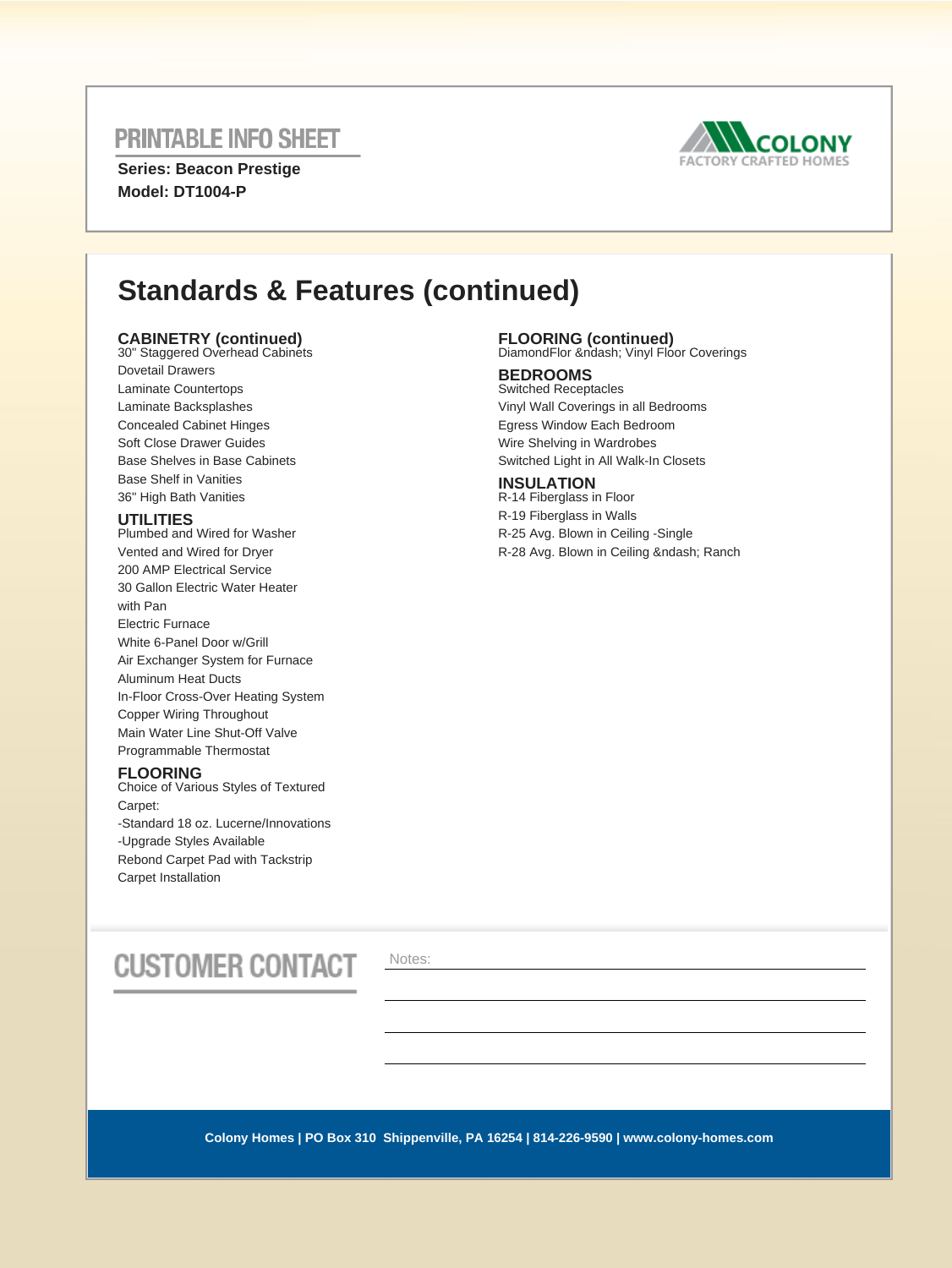# PRINTABLE INFO SHEET

**Series: Beacon Prestige**
**Model: DT1004-P**

COLONY
FACTORY CRAFTED HOMES

## Standards & Features (continued)

### CABINETRY (continued)
30" Staggered Overhead Cabinets
Dovetail Drawers
Laminate Countertops
Laminate Backsplashes
Concealed Cabinet Hinges
Soft Close Drawer Guides
Base Shelves in Base Cabinets
Base Shelf in Vanities
36" High Bath Vanities

### UTILITIES
Plumbed and Wired for Washer
Vented and Wired for Dryer
200 AMP Electrical Service
30 Gallon Electric Water Heater with Pan
Electric Furnace
White 6-Panel Door w/Grill
Air Exchanger System for Furnace
Aluminum Heat Ducts
In-Floor Cross-Over Heating System
Copper Wiring Throughout
Main Water Line Shut-Off Valve
Programmable Thermostat

### FLOORING
Choice of Various Styles of Textured Carpet:
-Standard 18 oz. Lucerne/Innovations
-Upgrade Styles Available
Rebond Carpet Pad with Tackstrip
Carpet Installation

### FLOORING (continued)
DiamondFlor &ndash; Vinyl Floor Coverings

### BEDROOMS
Switched Receptacles
Vinyl Wall Coverings in all Bedrooms
Egress Window Each Bedroom
Wire Shelving in Wardrobes
Switched Light in All Walk-In Closets

### INSULATION
R-14 Fiberglass in Floor
R-19 Fiberglass in Walls
R-25 Avg. Blown in Ceiling -Single
R-28 Avg. Blown in Ceiling &ndash; Ranch

## CUSTOMER CONTACT

Notes:

**Colony Homes | PO Box 310 Shippenville, PA 16254 | 814-226-9590 | www.colony-homes.com**